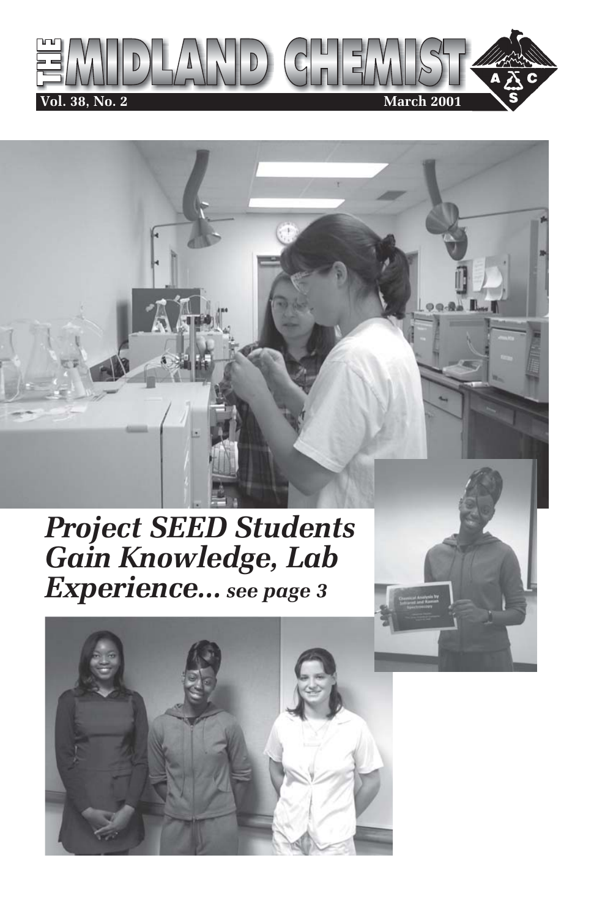# THE MIDLAND CHEMIST

**Vol. 38, No. 2** **March 2001**

## *Project SEED Students Gain Knowledge, Lab Experience... see page 3*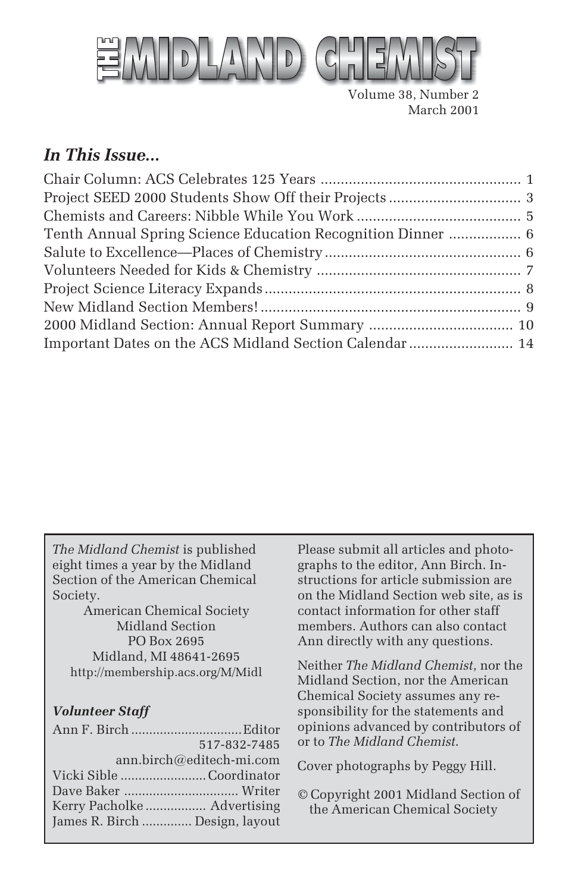# THE MIDLAND CHEMIST

Volume 38, Number 2
March 2001

## *In This Issue...*

Chair Column: ACS Celebrates 125 Years ........................................................ 1
Project SEED 2000 Students Show Off their Projects ................................. 3
Chemists and Careers: Nibble While You Work ......................................... 5
Tenth Annual Spring Science Education Recognition Dinner .................. 6
Salute to Excellence—Places of Chemistry ................................................. 6
Volunteers Needed for Kids & Chemistry ................................................... 7
Project Science Literacy Expands ................................................................ 8
New Midland Section Members! ................................................................. 9
2000 Midland Section: Annual Report Summary .................................... 10
Important Dates on the ACS Midland Section Calendar .......................... 14

*The Midland Chemist* is published eight times a year by the Midland Section of the American Chemical Society.

American Chemical Society
Midland Section
PO Box 2695
Midland, MI 48641-2695
http://membership.acs.org/M/Midl

***Volunteer Staff***

Ann F. Birch ................................Editor
517-832-7485
ann.birch@editech-mi.com
Vicki Sible ........................ Coordinator
Dave Baker ............................... Writer
Kerry Pacholke ................. Advertising
James R. Birch .............. Design, layout

Please submit all articles and photographs to the editor, Ann Birch. Instructions for article submission are on the Midland Section web site, as is contact information for other staff members. Authors can also contact Ann directly with any questions.

Neither *The Midland Chemist*, nor the Midland Section, nor the American Chemical Society assumes any responsibility for the statements and opinions advanced by contributors of or to *The Midland Chemist*.

Cover photographs by Peggy Hill.

© Copyright 2001 Midland Section of the American Chemical Society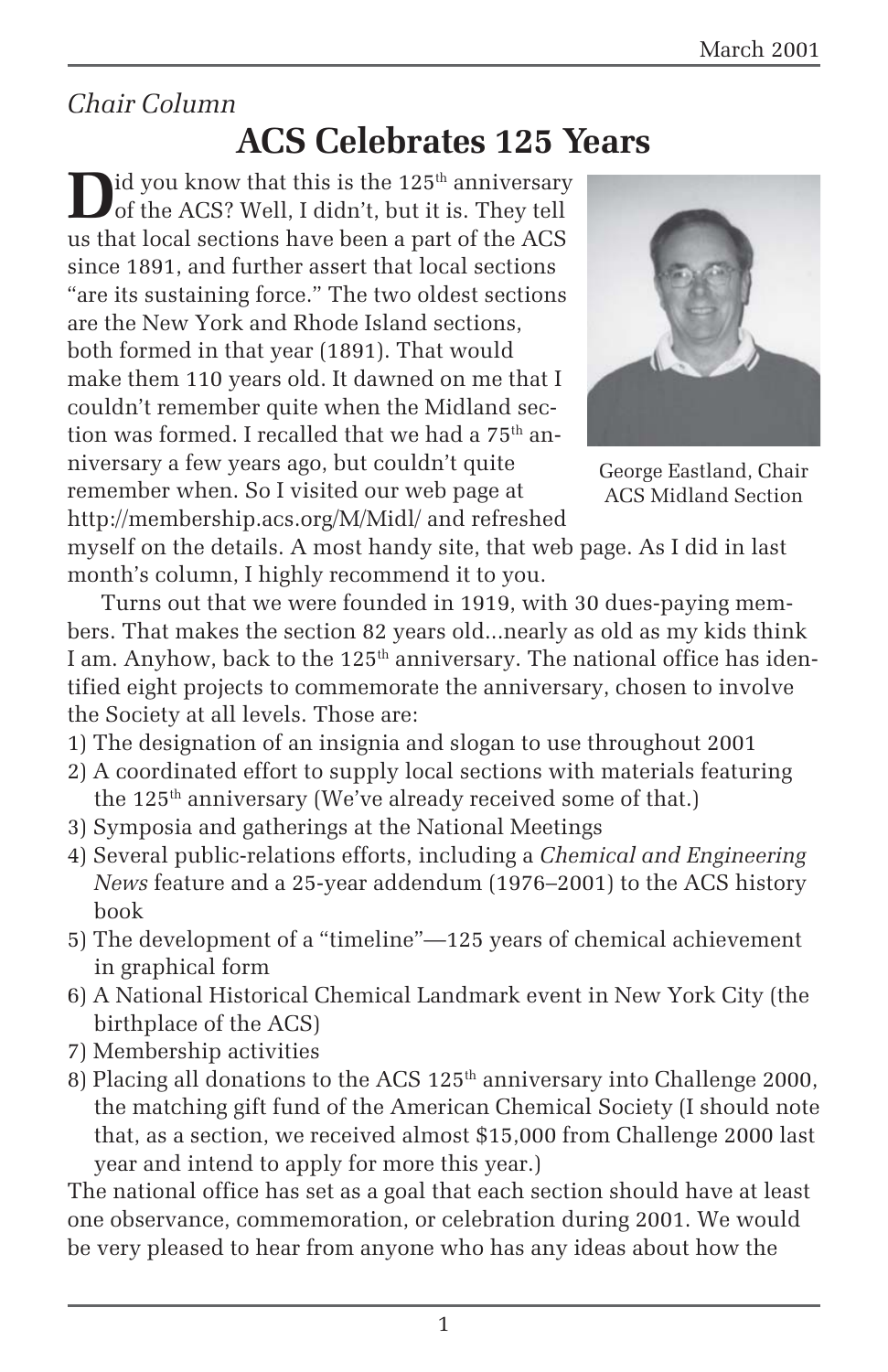*Chair Column*

# ACS Celebrates 125 Years

Did you know that this is the 125th anniversary of the ACS? Well, I didn't, but it is. They tell us that local sections have been a part of the ACS since 1891, and further assert that local sections "are its sustaining force." The two oldest sections are the New York and Rhode Island sections, both formed in that year (1891). That would make them 110 years old. It dawned on me that I couldn't remember quite when the Midland section was formed. I recalled that we had a 75th anniversary a few years ago, but couldn't quite remember when. So I visited our web page at http://membership.acs.org/M/Midl/ and refreshed myself on the details. A most handy site, that web page. As I did in last month's column, I highly recommend it to you.

George Eastland, Chair ACS Midland Section

Turns out that we were founded in 1919, with 30 dues-paying members. That makes the section 82 years old...nearly as old as my kids think I am. Anyhow, back to the 125th anniversary. The national office has identified eight projects to commemorate the anniversary, chosen to involve the Society at all levels. Those are:

1) The designation of an insignia and slogan to use throughout 2001
2) A coordinated effort to supply local sections with materials featuring the 125th anniversary (We've already received some of that.)
3) Symposia and gatherings at the National Meetings
4) Several public-relations efforts, including a *Chemical and Engineering News* feature and a 25-year addendum (1976–2001) to the ACS history book
5) The development of a "timeline"—125 years of chemical achievement in graphical form
6) A National Historical Chemical Landmark event in New York City (the birthplace of the ACS)
7) Membership activities
8) Placing all donations to the ACS 125th anniversary into Challenge 2000, the matching gift fund of the American Chemical Society (I should note that, as a section, we received almost $15,000 from Challenge 2000 last year and intend to apply for more this year.)

The national office has set as a goal that each section should have at least one observance, commemoration, or celebration during 2001. We would be very pleased to hear from anyone who has any ideas about how the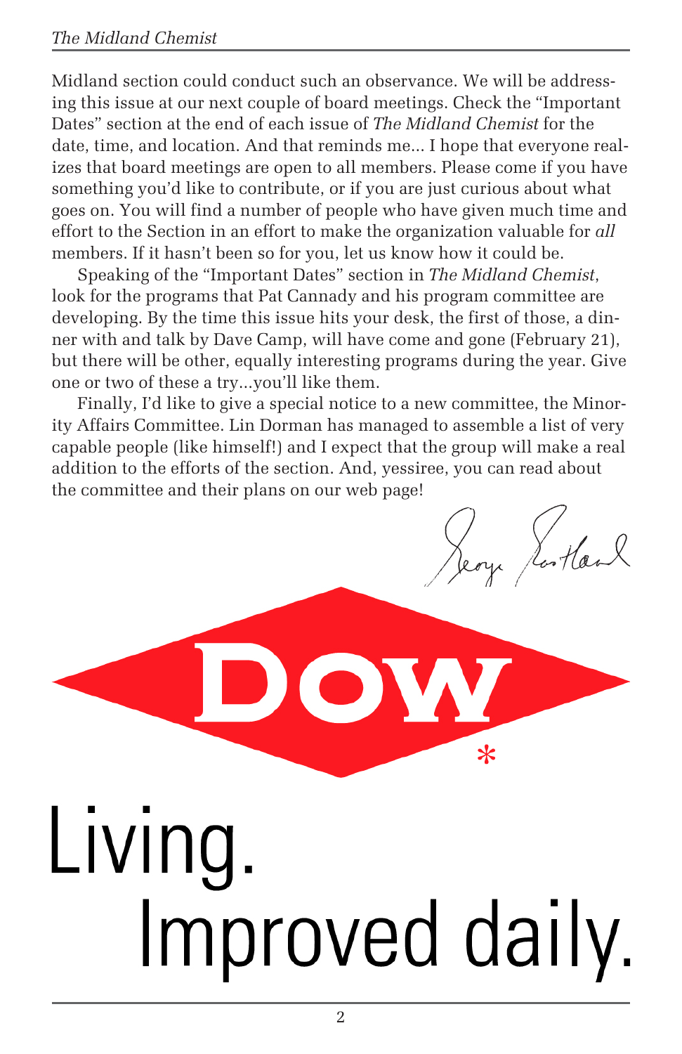Midland section could conduct such an observance. We will be addressing this issue at our next couple of board meetings. Check the "Important Dates" section at the end of each issue of *The Midland Chemist* for the date, time, and location. And that reminds me... I hope that everyone realizes that board meetings are open to all members. Please come if you have something you'd like to contribute, or if you are just curious about what goes on. You will find a number of people who have given much time and effort to the Section in an effort to make the organization valuable for *all* members. If it hasn't been so for you, let us know how it could be.

Speaking of the "Important Dates" section in *The Midland Chemist*, look for the programs that Pat Cannady and his program committee are developing. By the time this issue hits your desk, the first of those, a dinner with and talk by Dave Camp, will have come and gone (February 21), but there will be other, equally interesting programs during the year. Give one or two of these a try...you'll like them.

Finally, I'd like to give a special notice to a new committee, the Minority Affairs Committee. Lin Dorman has managed to assemble a list of very capable people (like himself!) and I expect that the group will make a real addition to the efforts of the section. And, yessiree, you can read about the committee and their plans on our web page!

George Rowland

DOW*

Living.
Improved daily.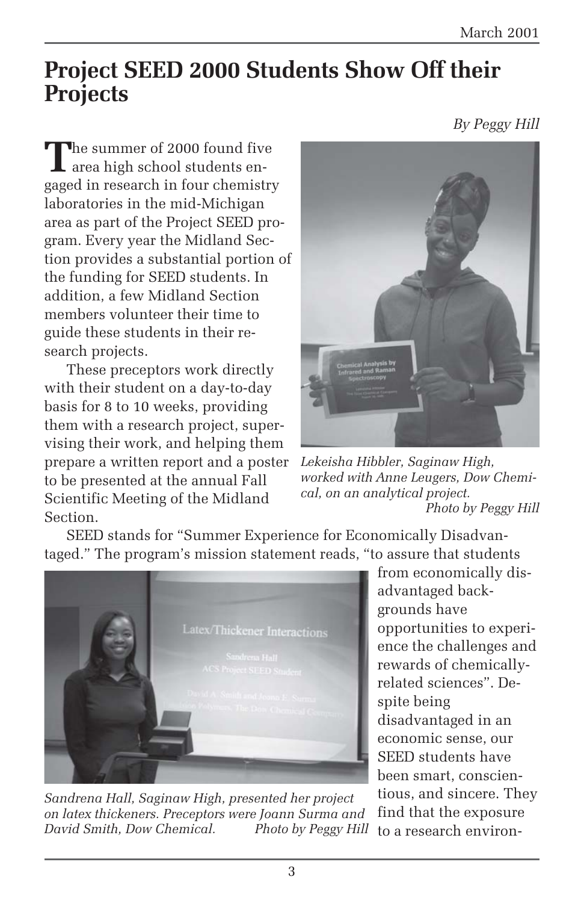# Project SEED 2000 Students Show Off their Projects

*By Peggy Hill*

The summer of 2000 found five area high school students engaged in research in four chemistry laboratories in the mid-Michigan area as part of the Project SEED program. Every year the Midland Section provides a substantial portion of the funding for SEED students. In addition, a few Midland Section members volunteer their time to guide these students in their research projects.

These preceptors work directly with their student on a day-to-day basis for 8 to 10 weeks, providing them with a research project, supervising their work, and helping them prepare a written report and a poster to be presented at the annual Fall Scientific Meeting of the Midland Section.

*Lekeisha Hibbler, Saginaw High, worked with Anne Leugers, Dow Chemical, on an analytical project.* *Photo by Peggy Hill*

SEED stands for "Summer Experience for Economically Disadvantaged." The program's mission statement reads, "to assure that students from economically disadvantaged backgrounds have opportunities to experience the challenges and rewards of chemically-related sciences". Despite being disadvantaged in an economic sense, our SEED students have been smart, conscientious, and sincere. They find that the exposure to a research environ-

*Sandrena Hall, Saginaw High, presented her project on latex thickeners. Preceptors were Joann Surma and David Smith, Dow Chemical.* *Photo by Peggy Hill*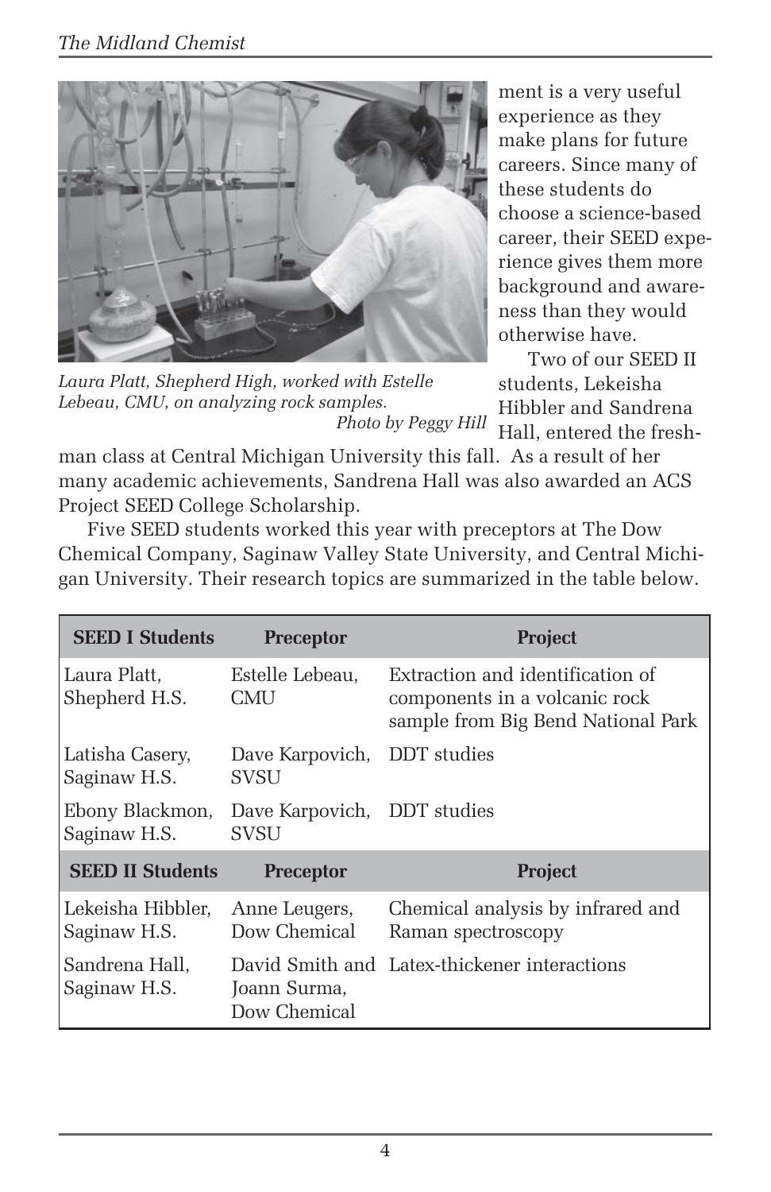ment is a very useful experience as they make plans for future careers. Since many of these students do choose a science-based career, their SEED experience gives them more background and awareness than they would otherwise have.

*Laura Platt, Shepherd High, worked with Estelle Lebeau, CMU, on analyzing rock samples. Photo by Peggy Hill*

Two of our SEED II students, Lekeisha Hibbler and Sandrena Hall, entered the freshman class at Central Michigan University this fall. As a result of her many academic achievements, Sandrena Hall was also awarded an ACS Project SEED College Scholarship.

Five SEED students worked this year with preceptors at The Dow Chemical Company, Saginaw Valley State University, and Central Michigan University. Their research topics are summarized in the table below.

| SEED I Students | Preceptor | Project |
|---|---|---|
| Laura Platt, Shepherd H.S. | Estelle Lebeau, CMU | Extraction and identification of components in a volcanic rock sample from Big Bend National Park |
| Latisha Casery, Saginaw H.S. | Dave Karpovich, SVSU | DDT studies |
| Ebony Blackmon, Saginaw H.S. | Dave Karpovich, SVSU | DDT studies |
| **SEED II Students** | **Preceptor** | **Project** |
| Lekeisha Hibbler, Saginaw H.S. | Anne Leugers, Dow Chemical | Chemical analysis by infrared and Raman spectroscopy |
| Sandrena Hall, Saginaw H.S. | David Smith and Joann Surma, Dow Chemical | Latex-thickener interactions |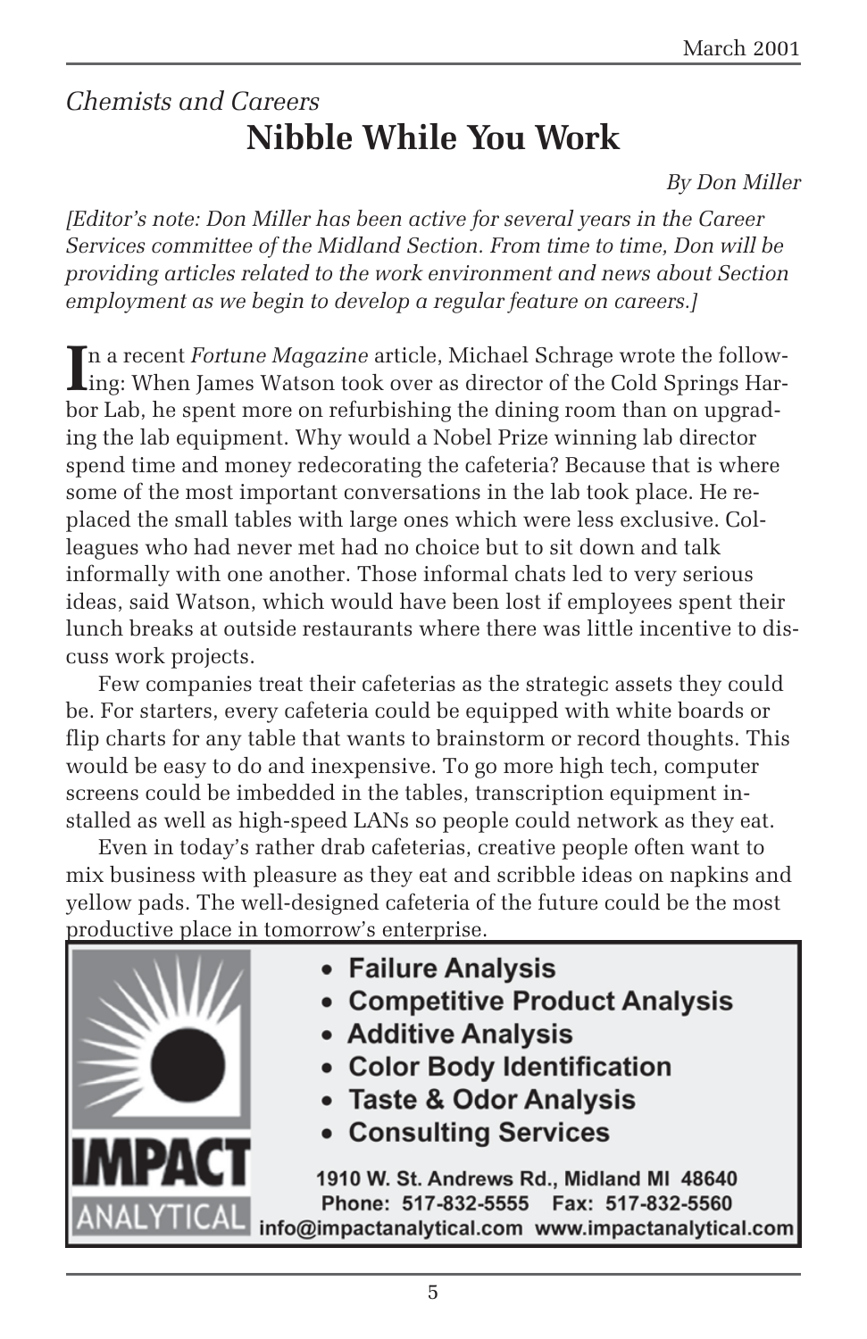*Chemists and Careers*

# Nibble While You Work

*By Don Miller*

*[Editor's note: Don Miller has been active for several years in the Career Services committee of the Midland Section. From time to time, Don will be providing articles related to the work environment and news about Section employment as we begin to develop a regular feature on careers.]*

In a recent *Fortune Magazine* article, Michael Schrage wrote the following: When James Watson took over as director of the Cold Springs Harbor Lab, he spent more on refurbishing the dining room than on upgrading the lab equipment. Why would a Nobel Prize winning lab director spend time and money redecorating the cafeteria? Because that is where some of the most important conversations in the lab took place. He replaced the small tables with large ones which were less exclusive. Colleagues who had never met had no choice but to sit down and talk informally with one another. Those informal chats led to very serious ideas, said Watson, which would have been lost if employees spent their lunch breaks at outside restaurants where there was little incentive to discuss work projects.

Few companies treat their cafeterias as the strategic assets they could be. For starters, every cafeteria could be equipped with white boards or flip charts for any table that wants to brainstorm or record thoughts. This would be easy to do and inexpensive. To go more high tech, computer screens could be imbedded in the tables, transcription equipment installed as well as high-speed LANs so people could network as they eat.

Even in today's rather drab cafeterias, creative people often want to mix business with pleasure as they eat and scribble ideas on napkins and yellow pads. The well-designed cafeteria of the future could be the most productive place in tomorrow's enterprise.

**IMPACT ANALYTICAL**

- **Failure Analysis**
- **Competitive Product Analysis**
- **Additive Analysis**
- **Color Body Identification**
- **Taste & Odor Analysis**
- **Consulting Services**

1910 W. St. Andrews Rd., Midland MI 48640
Phone: 517-832-5555 Fax: 517-832-5560
info@impactanalytical.com www.impactanalytical.com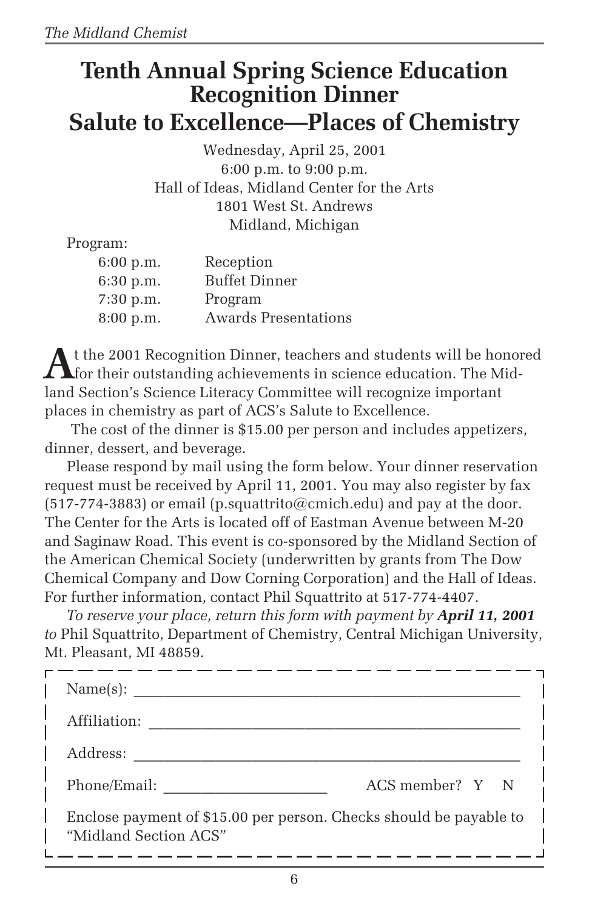# Tenth Annual Spring Science Education Recognition Dinner

## Salute to Excellence—Places of Chemistry

Wednesday, April 25, 2001
6:00 p.m. to 9:00 p.m.
Hall of Ideas, Midland Center for the Arts
1801 West St. Andrews
Midland, Michigan

Program:

| | |
|---|---|
| 6:00 p.m. | Reception |
| 6:30 p.m. | Buffet Dinner |
| 7:30 p.m. | Program |
| 8:00 p.m. | Awards Presentations |

At the 2001 Recognition Dinner, teachers and students will be honored for their outstanding achievements in science education. The Midland Section's Science Literacy Committee will recognize important places in chemistry as part of ACS's Salute to Excellence.

The cost of the dinner is $15.00 per person and includes appetizers, dinner, dessert, and beverage.

Please respond by mail using the form below. Your dinner reservation request must be received by April 11, 2001. You may also register by fax (517-774-3883) or email (p.squattrito@cmich.edu) and pay at the door. The Center for the Arts is located off of Eastman Avenue between M-20 and Saginaw Road. This event is co-sponsored by the Midland Section of the American Chemical Society (underwritten by grants from The Dow Chemical Company and Dow Corning Corporation) and the Hall of Ideas. For further information, contact Phil Squattrito at 517-774-4407.

*To reserve your place, return this form with payment by* ***April 11, 2001*** *to* Phil Squattrito, Department of Chemistry, Central Michigan University, Mt. Pleasant, MI 48859.

---

Name(s): ____________________________________________

Affiliation: ____________________________________________

Address: ____________________________________________

Phone/Email: ____________________ ACS member? Y N

Enclose payment of $15.00 per person. Checks should be payable to "Midland Section ACS"

---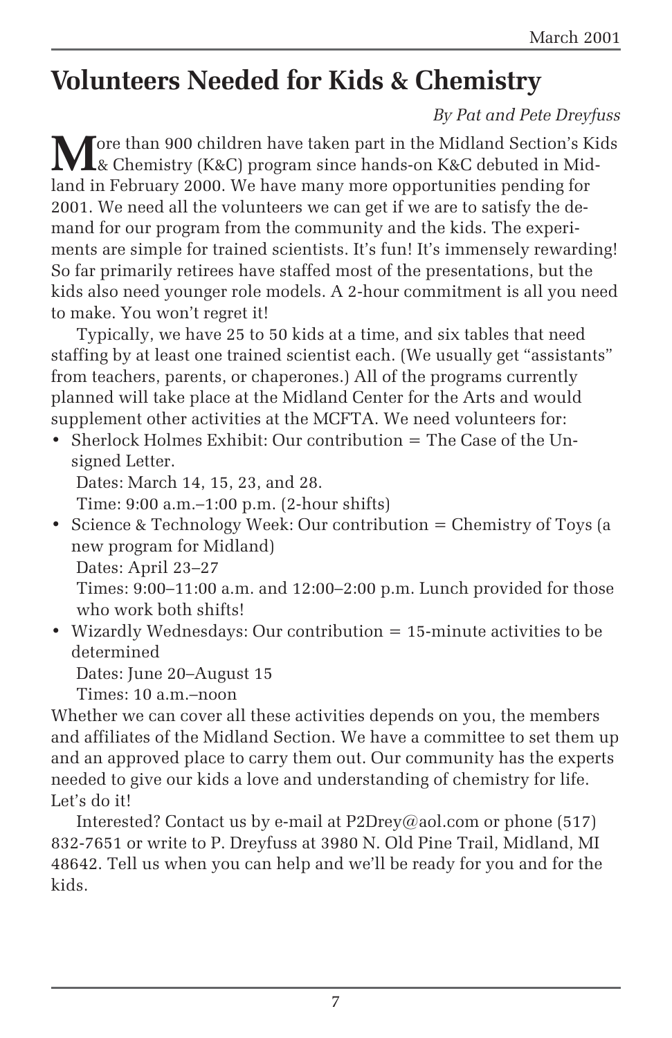# Volunteers Needed for Kids & Chemistry

*By Pat and Pete Dreyfuss*

More than 900 children have taken part in the Midland Section's Kids & Chemistry (K&C) program since hands-on K&C debuted in Midland in February 2000. We have many more opportunities pending for 2001. We need all the volunteers we can get if we are to satisfy the demand for our program from the community and the kids. The experiments are simple for trained scientists. It's fun! It's immensely rewarding! So far primarily retirees have staffed most of the presentations, but the kids also need younger role models. A 2-hour commitment is all you need to make. You won't regret it!

Typically, we have 25 to 50 kids at a time, and six tables that need staffing by at least one trained scientist each. (We usually get "assistants" from teachers, parents, or chaperones.) All of the programs currently planned will take place at the Midland Center for the Arts and would supplement other activities at the MCFTA. We need volunteers for:

- Sherlock Holmes Exhibit: Our contribution = The Case of the Unsigned Letter.
  Dates: March 14, 15, 23, and 28.
  Time: 9:00 a.m.–1:00 p.m. (2-hour shifts)
- Science & Technology Week: Our contribution = Chemistry of Toys (a new program for Midland)
  Dates: April 23–27
  Times: 9:00–11:00 a.m. and 12:00–2:00 p.m. Lunch provided for those who work both shifts!
- Wizardly Wednesdays: Our contribution = 15-minute activities to be determined
  Dates: June 20–August 15
  Times: 10 a.m.–noon

Whether we can cover all these activities depends on you, the members and affiliates of the Midland Section. We have a committee to set them up and an approved place to carry them out. Our community has the experts needed to give our kids a love and understanding of chemistry for life. Let's do it!

Interested? Contact us by e-mail at P2Drey@aol.com or phone (517) 832-7651 or write to P. Dreyfuss at 3980 N. Old Pine Trail, Midland, MI 48642. Tell us when you can help and we'll be ready for you and for the kids.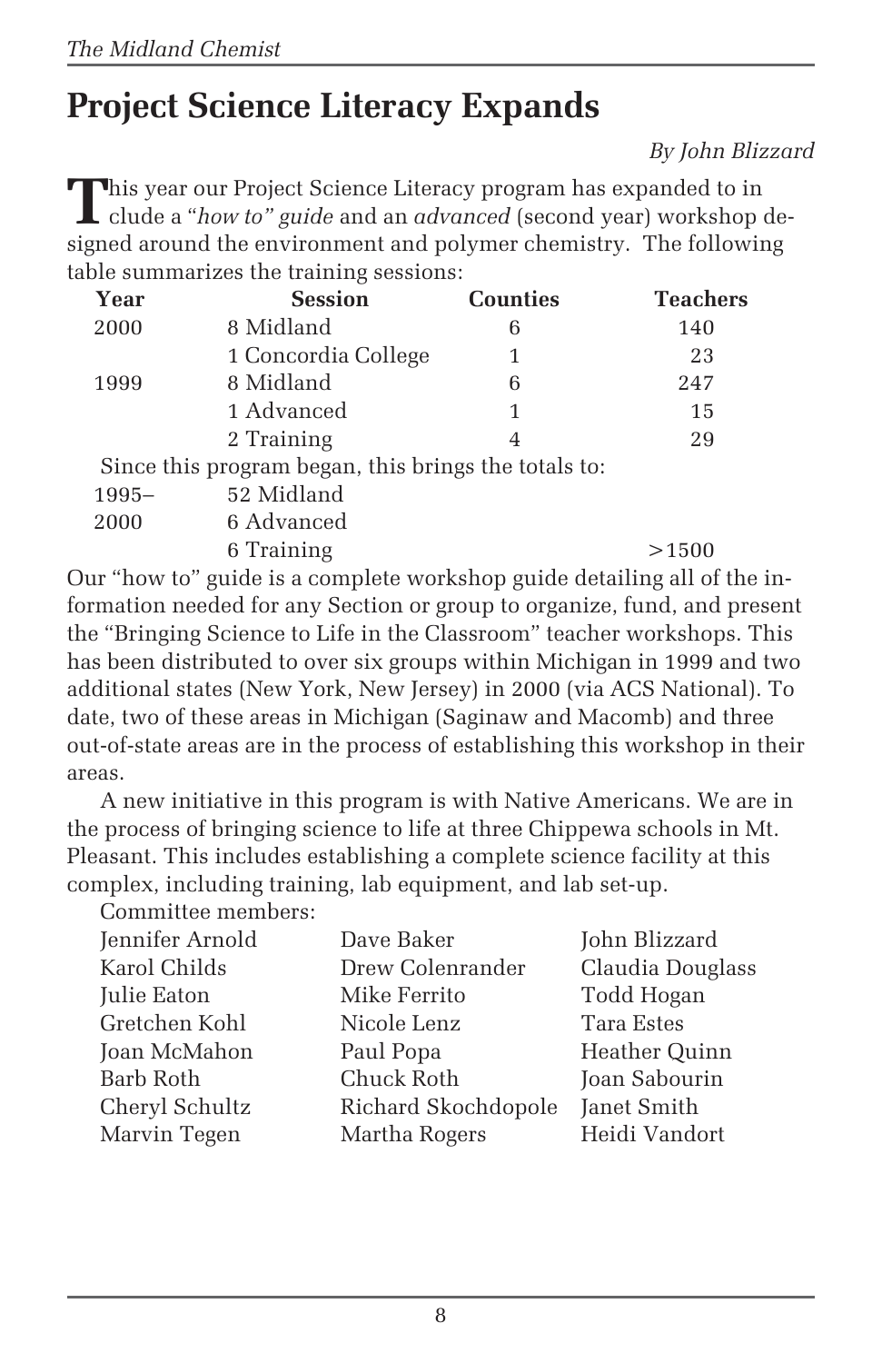# Project Science Literacy Expands

*By John Blizzard*

This year our Project Science Literacy program has expanded to include a "*how to" guide* and an *advanced* (second year) workshop designed around the environment and polymer chemistry. The following table summarizes the training sessions:

| Year | Session | Counties | Teachers |
|---|---|---|---|
| 2000 | 8 Midland | 6 | 140 |
| | 1 Concordia College | 1 | 23 |
| 1999 | 8 Midland | 6 | 247 |
| | 1 Advanced | 1 | 15 |
| | 2 Training | 4 | 29 |
| Since this program began, this brings the totals to: | | | |
| 1995– | 52 Midland | | |
| 2000 | 6 Advanced | | |
| | 6 Training | | >1500 |

Our "how to" guide is a complete workshop guide detailing all of the information needed for any Section or group to organize, fund, and present the "Bringing Science to Life in the Classroom" teacher workshops. This has been distributed to over six groups within Michigan in 1999 and two additional states (New York, New Jersey) in 2000 (via ACS National). To date, two of these areas in Michigan (Saginaw and Macomb) and three out-of-state areas are in the process of establishing this workshop in their areas.

A new initiative in this program is with Native Americans. We are in the process of bringing science to life at three Chippewa schools in Mt. Pleasant. This includes establishing a complete science facility at this complex, including training, lab equipment, and lab set-up.

Committee members:

| | | |
|---|---|---|
| Jennifer Arnold | Dave Baker | John Blizzard |
| Karol Childs | Drew Colenrander | Claudia Douglass |
| Julie Eaton | Mike Ferrito | Todd Hogan |
| Gretchen Kohl | Nicole Lenz | Tara Estes |
| Joan McMahon | Paul Popa | Heather Quinn |
| Barb Roth | Chuck Roth | Joan Sabourin |
| Cheryl Schultz | Richard Skochdopole | Janet Smith |
| Marvin Tegen | Martha Rogers | Heidi Vandort |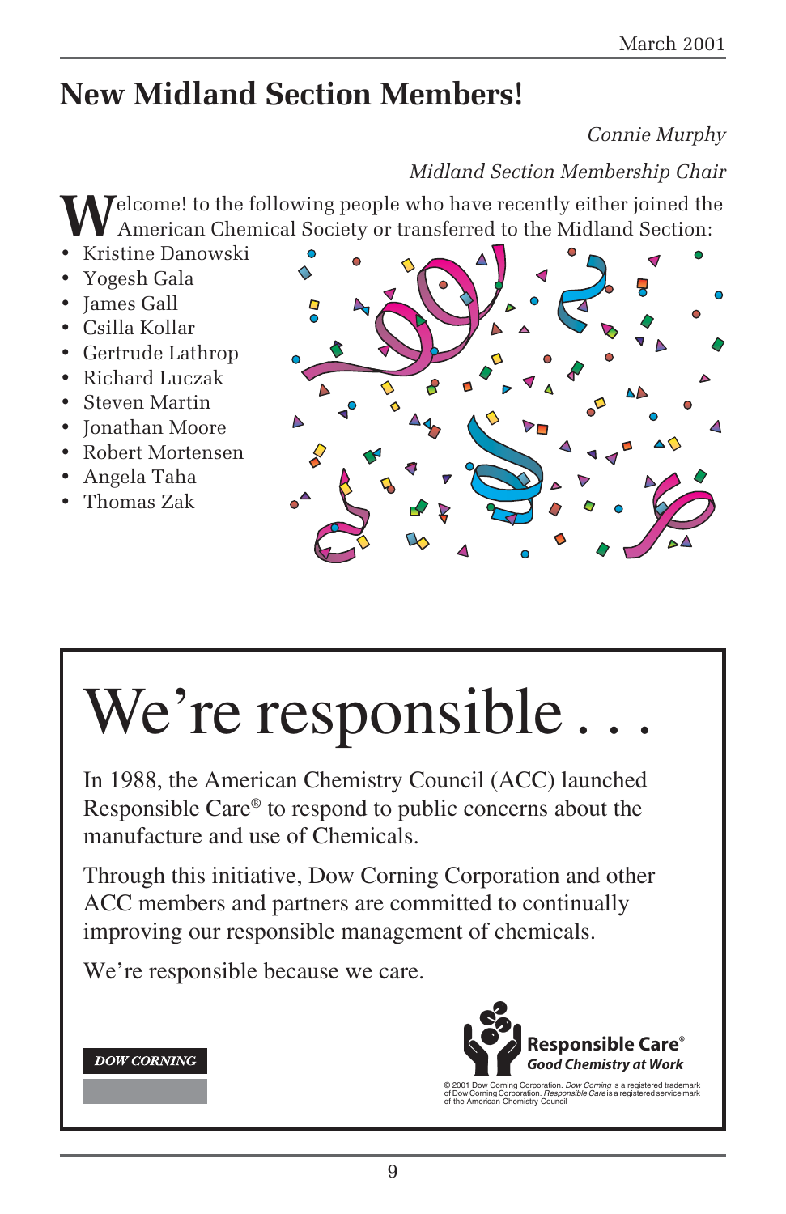# New Midland Section Members!

*Connie Murphy*

*Midland Section Membership Chair*

Welcome! to the following people who have recently either joined the American Chemical Society or transferred to the Midland Section:

- Kristine Danowski
- Yogesh Gala
- James Gall
- Csilla Kollar
- Gertrude Lathrop
- Richard Luczak
- Steven Martin
- Jonathan Moore
- Robert Mortensen
- Angela Taha
- Thomas Zak

# We're responsible . . .

In 1988, the American Chemistry Council (ACC) launched Responsible Care® to respond to public concerns about the manufacture and use of Chemicals.

Through this initiative, Dow Corning Corporation and other ACC members and partners are committed to continually improving our responsible management of chemicals.

We're responsible because we care.

DOW CORNING

**Responsible Care®**
***Good Chemistry at Work***

© 2001 Dow Corning Corporation. *Dow Corning* is a registered trademark of Dow Corning Corporation. *Responsible Care* is a registered service mark of the American Chemistry Council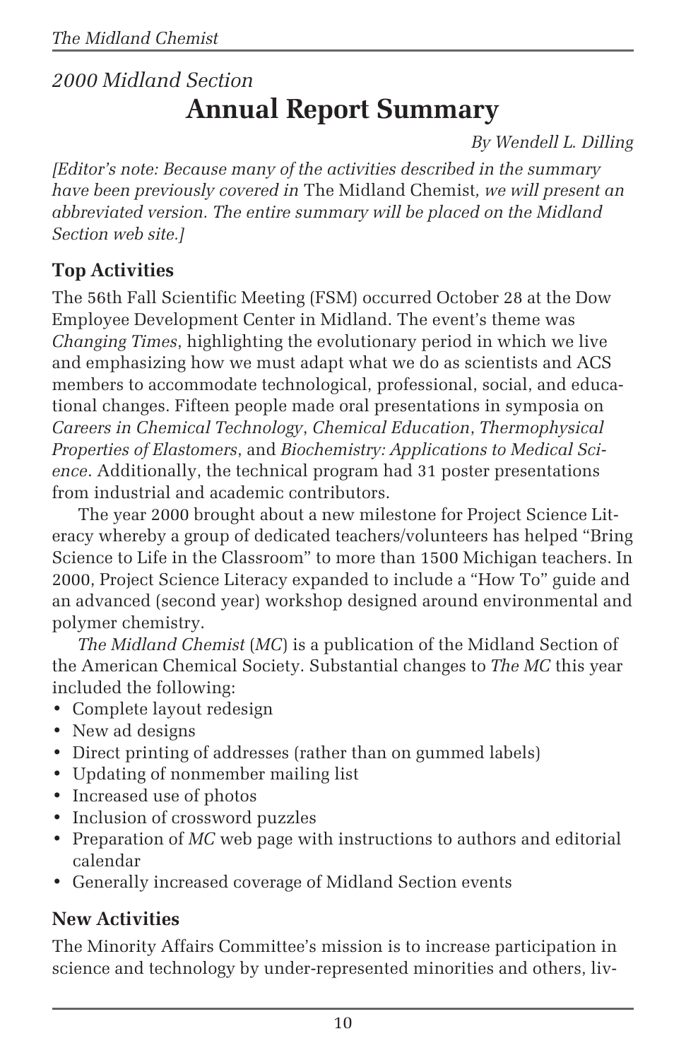*2000 Midland Section*

# Annual Report Summary

*By Wendell L. Dilling*

*[Editor's note: Because many of the activities described in the summary have been previously covered in* The Midland Chemist*, we will present an abbreviated version. The entire summary will be placed on the Midland Section web site.]*

## Top Activities

The 56th Fall Scientific Meeting (FSM) occurred October 28 at the Dow Employee Development Center in Midland. The event's theme was *Changing Times*, highlighting the evolutionary period in which we live and emphasizing how we must adapt what we do as scientists and ACS members to accommodate technological, professional, social, and educational changes. Fifteen people made oral presentations in symposia on *Careers in Chemical Technology*, *Chemical Education*, *Thermophysical Properties of Elastomers*, and *Biochemistry: Applications to Medical Science*. Additionally, the technical program had 31 poster presentations from industrial and academic contributors.

The year 2000 brought about a new milestone for Project Science Literacy whereby a group of dedicated teachers/volunteers has helped "Bring Science to Life in the Classroom" to more than 1500 Michigan teachers. In 2000, Project Science Literacy expanded to include a "How To" guide and an advanced (second year) workshop designed around environmental and polymer chemistry.

*The Midland Chemist* (*MC*) is a publication of the Midland Section of the American Chemical Society. Substantial changes to *The MC* this year included the following:

- Complete layout redesign
- New ad designs
- Direct printing of addresses (rather than on gummed labels)
- Updating of nonmember mailing list
- Increased use of photos
- Inclusion of crossword puzzles
- Preparation of *MC* web page with instructions to authors and editorial calendar
- Generally increased coverage of Midland Section events

## New Activities

The Minority Affairs Committee's mission is to increase participation in science and technology by under-represented minorities and others, liv-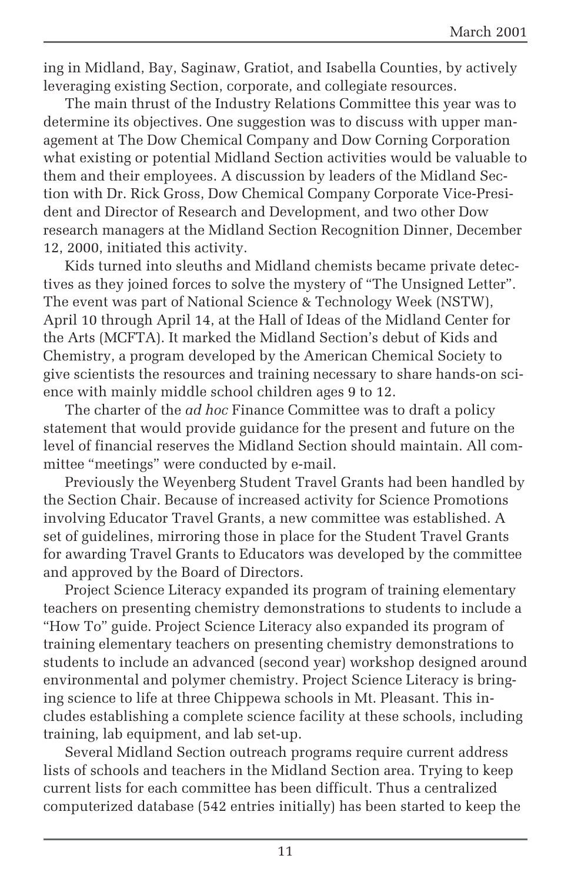ing in Midland, Bay, Saginaw, Gratiot, and Isabella Counties, by actively leveraging existing Section, corporate, and collegiate resources.

The main thrust of the Industry Relations Committee this year was to determine its objectives. One suggestion was to discuss with upper management at The Dow Chemical Company and Dow Corning Corporation what existing or potential Midland Section activities would be valuable to them and their employees. A discussion by leaders of the Midland Section with Dr. Rick Gross, Dow Chemical Company Corporate Vice-President and Director of Research and Development, and two other Dow research managers at the Midland Section Recognition Dinner, December 12, 2000, initiated this activity.

Kids turned into sleuths and Midland chemists became private detectives as they joined forces to solve the mystery of "The Unsigned Letter". The event was part of National Science & Technology Week (NSTW), April 10 through April 14, at the Hall of Ideas of the Midland Center for the Arts (MCFTA). It marked the Midland Section's debut of Kids and Chemistry, a program developed by the American Chemical Society to give scientists the resources and training necessary to share hands-on science with mainly middle school children ages 9 to 12.

The charter of the *ad hoc* Finance Committee was to draft a policy statement that would provide guidance for the present and future on the level of financial reserves the Midland Section should maintain. All committee "meetings" were conducted by e-mail.

Previously the Weyenberg Student Travel Grants had been handled by the Section Chair. Because of increased activity for Science Promotions involving Educator Travel Grants, a new committee was established. A set of guidelines, mirroring those in place for the Student Travel Grants for awarding Travel Grants to Educators was developed by the committee and approved by the Board of Directors.

Project Science Literacy expanded its program of training elementary teachers on presenting chemistry demonstrations to students to include a "How To" guide. Project Science Literacy also expanded its program of training elementary teachers on presenting chemistry demonstrations to students to include an advanced (second year) workshop designed around environmental and polymer chemistry. Project Science Literacy is bringing science to life at three Chippewa schools in Mt. Pleasant. This includes establishing a complete science facility at these schools, including training, lab equipment, and lab set-up.

Several Midland Section outreach programs require current address lists of schools and teachers in the Midland Section area. Trying to keep current lists for each committee has been difficult. Thus a centralized computerized database (542 entries initially) has been started to keep the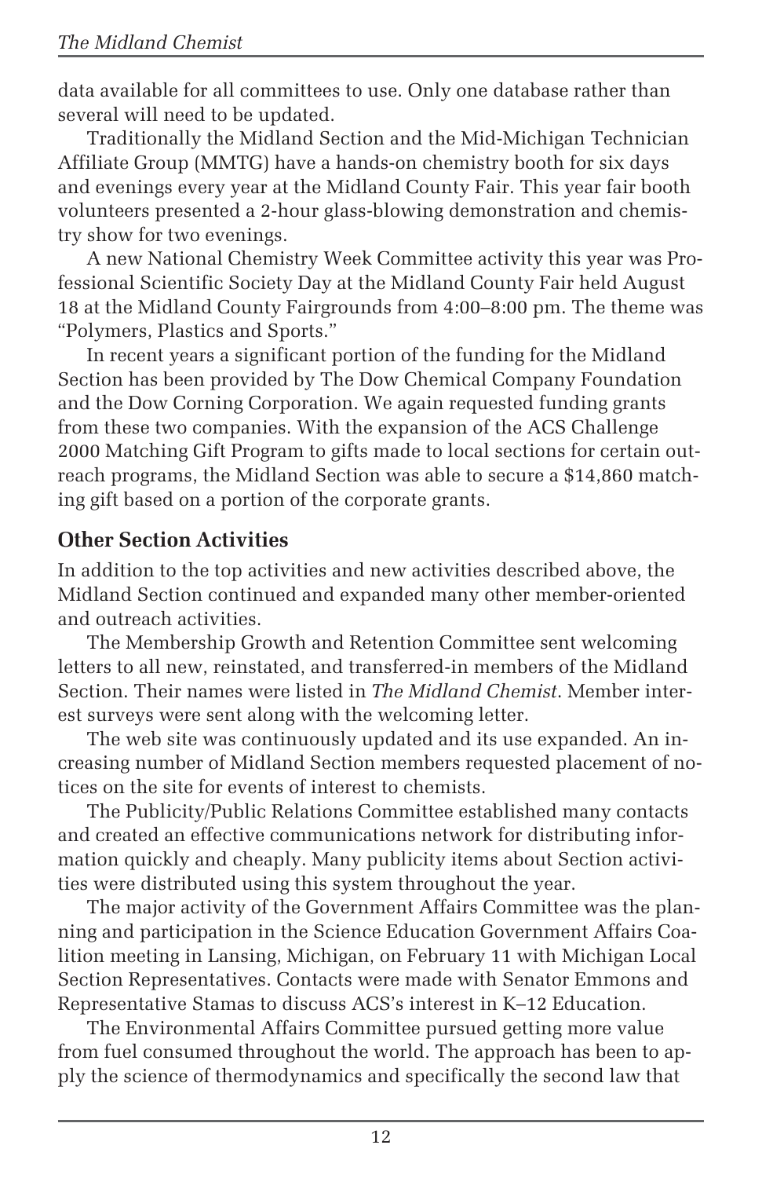data available for all committees to use. Only one database rather than several will need to be updated.

Traditionally the Midland Section and the Mid-Michigan Technician Affiliate Group (MMTG) have a hands-on chemistry booth for six days and evenings every year at the Midland County Fair. This year fair booth volunteers presented a 2-hour glass-blowing demonstration and chemistry show for two evenings.

A new National Chemistry Week Committee activity this year was Professional Scientific Society Day at the Midland County Fair held August 18 at the Midland County Fairgrounds from 4:00–8:00 pm. The theme was "Polymers, Plastics and Sports."

In recent years a significant portion of the funding for the Midland Section has been provided by The Dow Chemical Company Foundation and the Dow Corning Corporation. We again requested funding grants from these two companies. With the expansion of the ACS Challenge 2000 Matching Gift Program to gifts made to local sections for certain outreach programs, the Midland Section was able to secure a $14,860 matching gift based on a portion of the corporate grants.

## Other Section Activities

In addition to the top activities and new activities described above, the Midland Section continued and expanded many other member-oriented and outreach activities.

The Membership Growth and Retention Committee sent welcoming letters to all new, reinstated, and transferred-in members of the Midland Section. Their names were listed in *The Midland Chemist*. Member interest surveys were sent along with the welcoming letter.

The web site was continuously updated and its use expanded. An increasing number of Midland Section members requested placement of notices on the site for events of interest to chemists.

The Publicity/Public Relations Committee established many contacts and created an effective communications network for distributing information quickly and cheaply. Many publicity items about Section activities were distributed using this system throughout the year.

The major activity of the Government Affairs Committee was the planning and participation in the Science Education Government Affairs Coalition meeting in Lansing, Michigan, on February 11 with Michigan Local Section Representatives. Contacts were made with Senator Emmons and Representative Stamas to discuss ACS's interest in K–12 Education.

The Environmental Affairs Committee pursued getting more value from fuel consumed throughout the world. The approach has been to apply the science of thermodynamics and specifically the second law that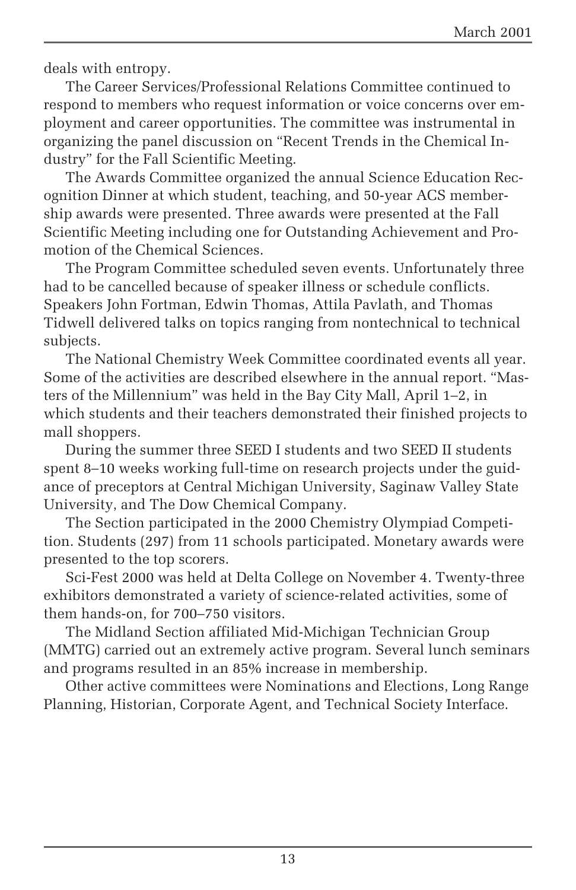deals with entropy.

The Career Services/Professional Relations Committee continued to respond to members who request information or voice concerns over employment and career opportunities. The committee was instrumental in organizing the panel discussion on "Recent Trends in the Chemical Industry" for the Fall Scientific Meeting.

The Awards Committee organized the annual Science Education Recognition Dinner at which student, teaching, and 50-year ACS membership awards were presented. Three awards were presented at the Fall Scientific Meeting including one for Outstanding Achievement and Promotion of the Chemical Sciences.

The Program Committee scheduled seven events. Unfortunately three had to be cancelled because of speaker illness or schedule conflicts. Speakers John Fortman, Edwin Thomas, Attila Pavlath, and Thomas Tidwell delivered talks on topics ranging from nontechnical to technical subjects.

The National Chemistry Week Committee coordinated events all year. Some of the activities are described elsewhere in the annual report. "Masters of the Millennium" was held in the Bay City Mall, April 1–2, in which students and their teachers demonstrated their finished projects to mall shoppers.

During the summer three SEED I students and two SEED II students spent 8–10 weeks working full-time on research projects under the guidance of preceptors at Central Michigan University, Saginaw Valley State University, and The Dow Chemical Company.

The Section participated in the 2000 Chemistry Olympiad Competition. Students (297) from 11 schools participated. Monetary awards were presented to the top scorers.

Sci-Fest 2000 was held at Delta College on November 4. Twenty-three exhibitors demonstrated a variety of science-related activities, some of them hands-on, for 700–750 visitors.

The Midland Section affiliated Mid-Michigan Technician Group (MMTG) carried out an extremely active program. Several lunch seminars and programs resulted in an 85% increase in membership.

Other active committees were Nominations and Elections, Long Range Planning, Historian, Corporate Agent, and Technical Society Interface.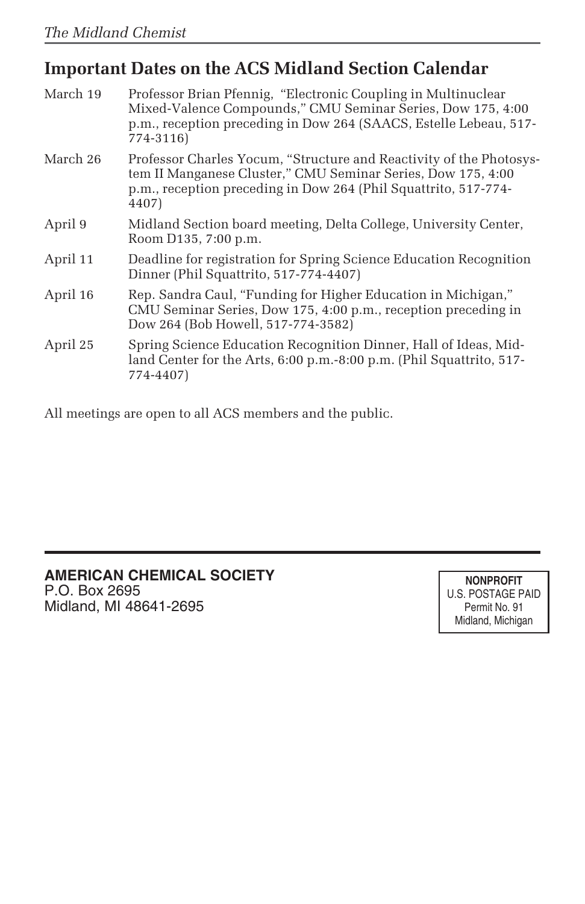## Important Dates on the ACS Midland Section Calendar

| | |
|---|---|
| March 19 | Professor Brian Pfennig, "Electronic Coupling in Multinuclear Mixed-Valence Compounds," CMU Seminar Series, Dow 175, 4:00 p.m., reception preceding in Dow 264 (SAACS, Estelle Lebeau, 517-774-3116) |
| March 26 | Professor Charles Yocum, "Structure and Reactivity of the Photosystem II Manganese Cluster," CMU Seminar Series, Dow 175, 4:00 p.m., reception preceding in Dow 264 (Phil Squattrito, 517-774-4407) |
| April 9 | Midland Section board meeting, Delta College, University Center, Room D135, 7:00 p.m. |
| April 11 | Deadline for registration for Spring Science Education Recognition Dinner (Phil Squattrito, 517-774-4407) |
| April 16 | Rep. Sandra Caul, "Funding for Higher Education in Michigan," CMU Seminar Series, Dow 175, 4:00 p.m., reception preceding in Dow 264 (Bob Howell, 517-774-3582) |
| April 25 | Spring Science Education Recognition Dinner, Hall of Ideas, Midland Center for the Arts, 6:00 p.m.-8:00 p.m. (Phil Squattrito, 517-774-4407) |

All meetings are open to all ACS members and the public.

---

**AMERICAN CHEMICAL SOCIETY**
P.O. Box 2695
Midland, MI 48641-2695

**NONPROFIT**
U.S. POSTAGE PAID
Permit No. 91
Midland, Michigan